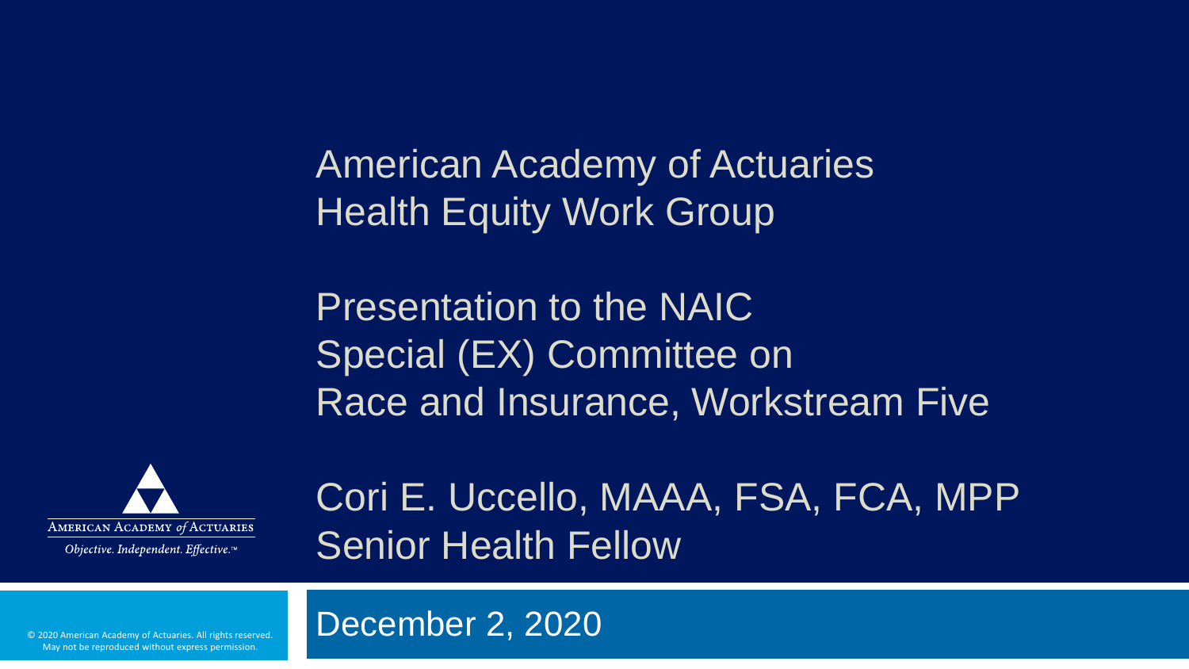# American Academy of Actuaries Health Equity Work Group

## Presentation to the NAIC Special (EX) Committee on Race and Insurance, Workstream Five

AMERICAN ACADEMY *of* ACTUARIES

*Objective. Independent. Effective.*™

Cori E. Uccello, MAAA, FSA, FCA, MPP
Senior Health Fellow

December 2, 2020

© 2020 American Academy of Actuaries. All rights reserved. May not be reproduced without express permission.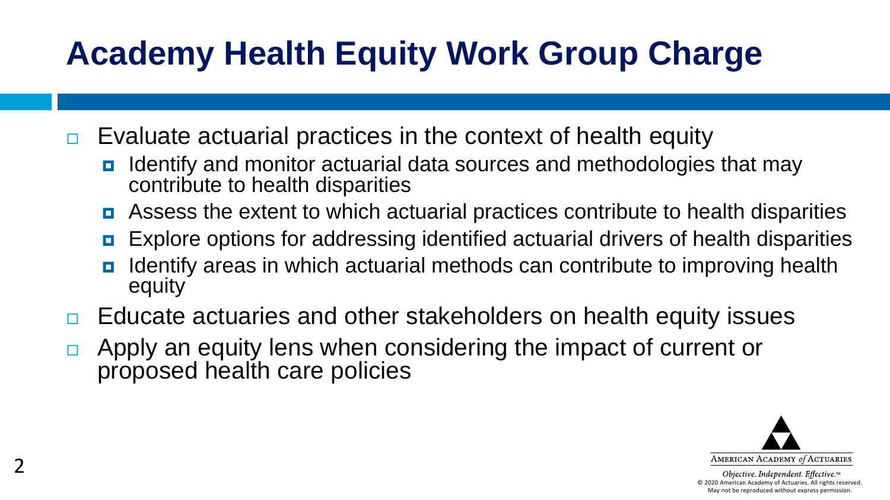# Academy Health Equity Work Group Charge

- Evaluate actuarial practices in the context of health equity
  - Identify and monitor actuarial data sources and methodologies that may contribute to health disparities
  - Assess the extent to which actuarial practices contribute to health disparities
  - Explore options for addressing identified actuarial drivers of health disparities
  - Identify areas in which actuarial methods can contribute to improving health equity
- Educate actuaries and other stakeholders on health equity issues
- Apply an equity lens when considering the impact of current or proposed health care policies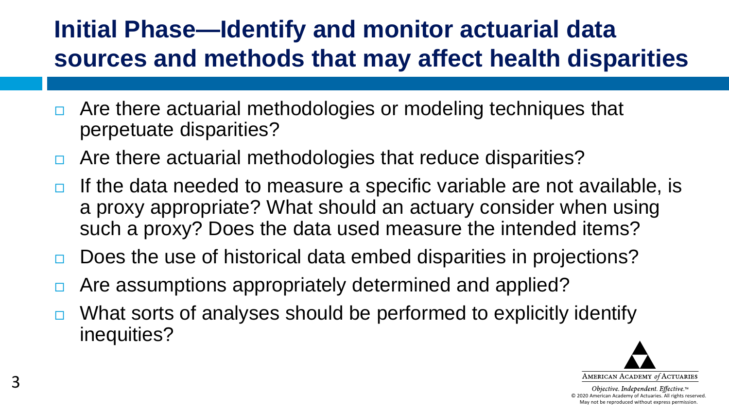# Initial Phase—Identify and monitor actuarial data sources and methods that may affect health disparities

- Are there actuarial methodologies or modeling techniques that perpetuate disparities?
- Are there actuarial methodologies that reduce disparities?
- If the data needed to measure a specific variable are not available, is a proxy appropriate? What should an actuary consider when using such a proxy? Does the data used measure the intended items?
- Does the use of historical data embed disparities in projections?
- Are assumptions appropriately determined and applied?
- What sorts of analyses should be performed to explicitly identify inequities?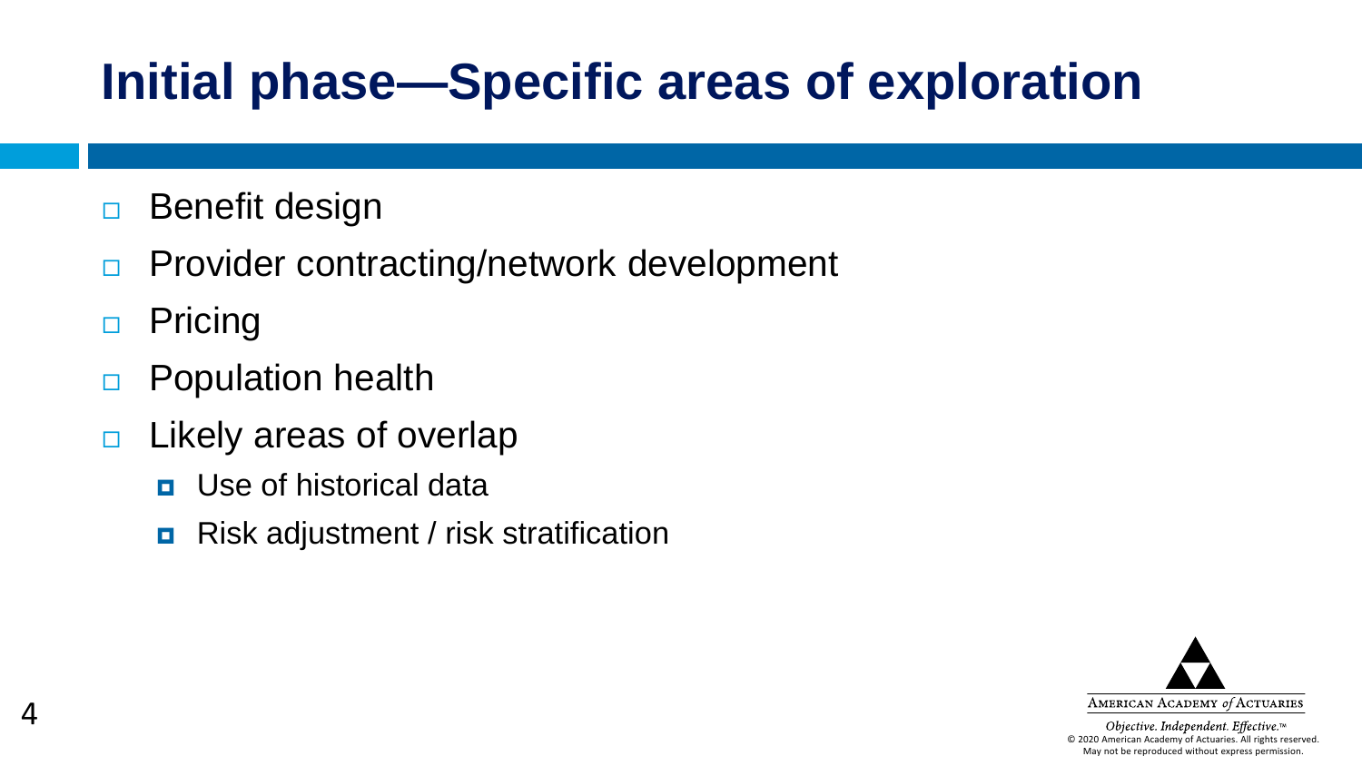# Initial phase—Specific areas of exploration

- Benefit design
- Provider contracting/network development
- Pricing
- Population health
- Likely areas of overlap
  - Use of historical data
  - Risk adjustment / risk stratification

AMERICAN ACADEMY *of* ACTUARIES

*Objective. Independent. Effective.*™
© 2020 American Academy of Actuaries. All rights reserved.
May not be reproduced without express permission.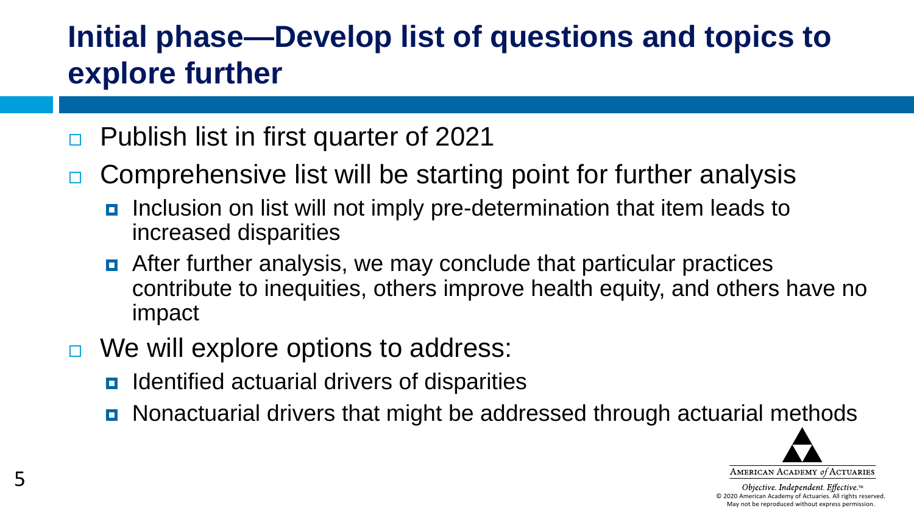# Initial phase—Develop list of questions and topics to explore further

- Publish list in first quarter of 2021
- Comprehensive list will be starting point for further analysis
  - Inclusion on list will not imply pre-determination that item leads to increased disparities
  - After further analysis, we may conclude that particular practices contribute to inequities, others improve health equity, and others have no impact
- We will explore options to address:
  - Identified actuarial drivers of disparities
  - Nonactuarial drivers that might be addressed through actuarial methods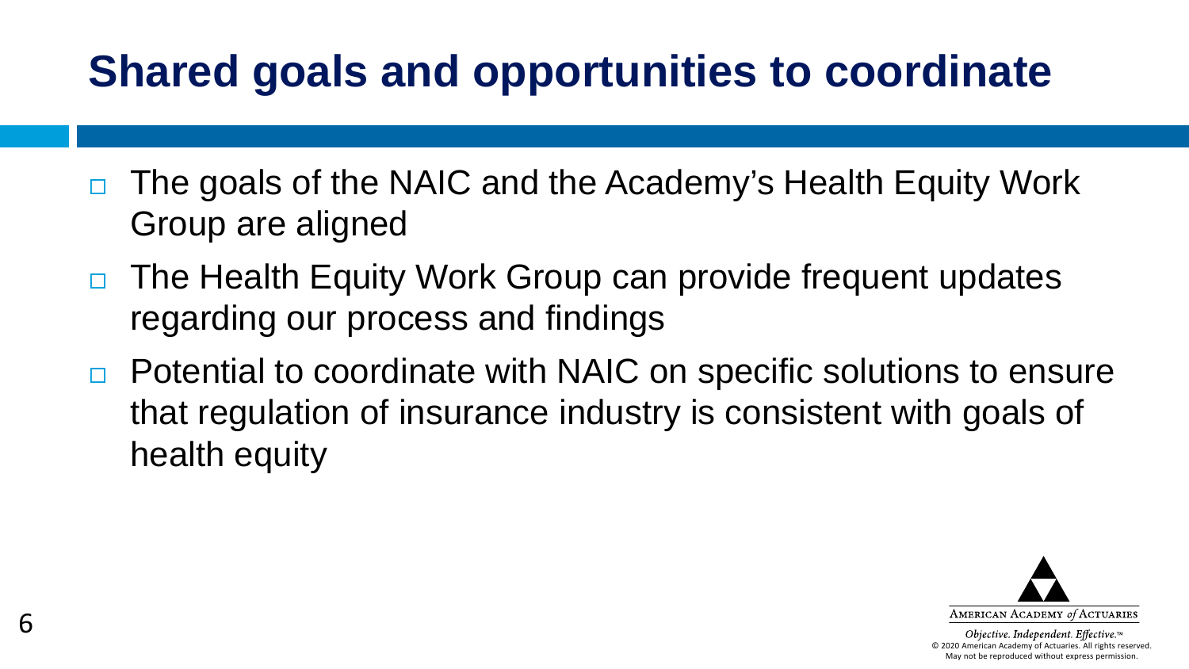# Shared goals and opportunities to coordinate

- The goals of the NAIC and the Academy's Health Equity Work Group are aligned
- The Health Equity Work Group can provide frequent updates regarding our process and findings
- Potential to coordinate with NAIC on specific solutions to ensure that regulation of insurance industry is consistent with goals of health equity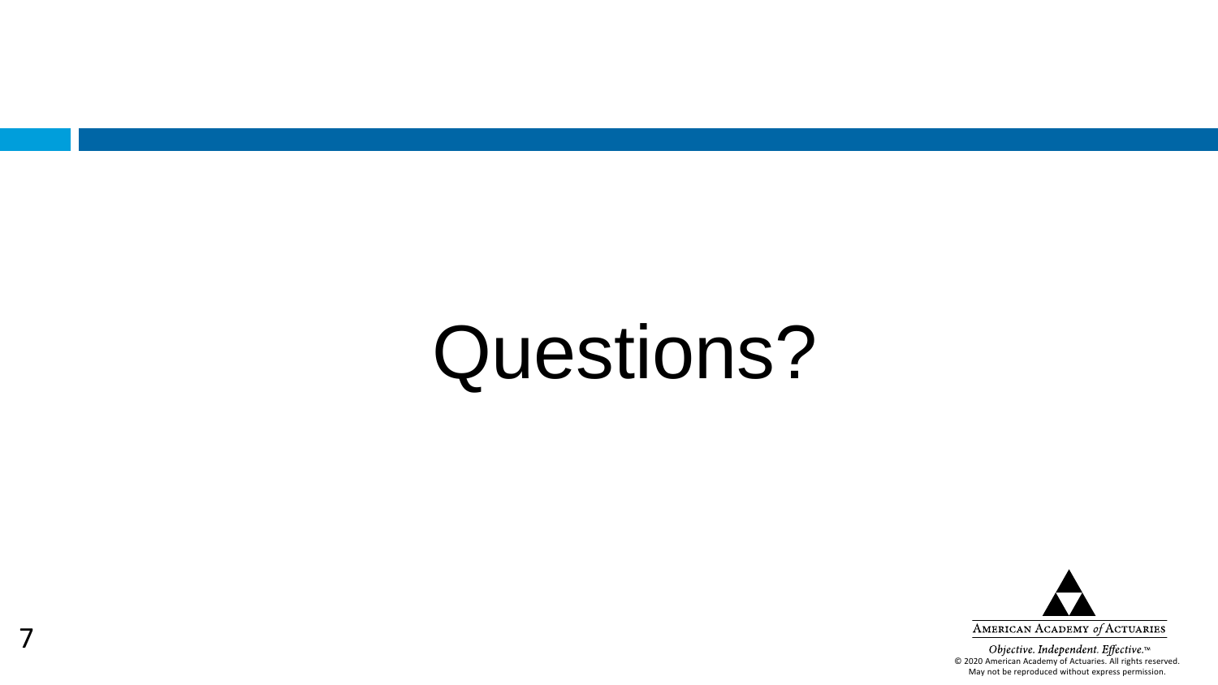# Questions?

American Academy *of* Actuaries

*Objective. Independent. Effective.*™

© 2020 American Academy of Actuaries. All rights reserved.
May not be reproduced without express permission.